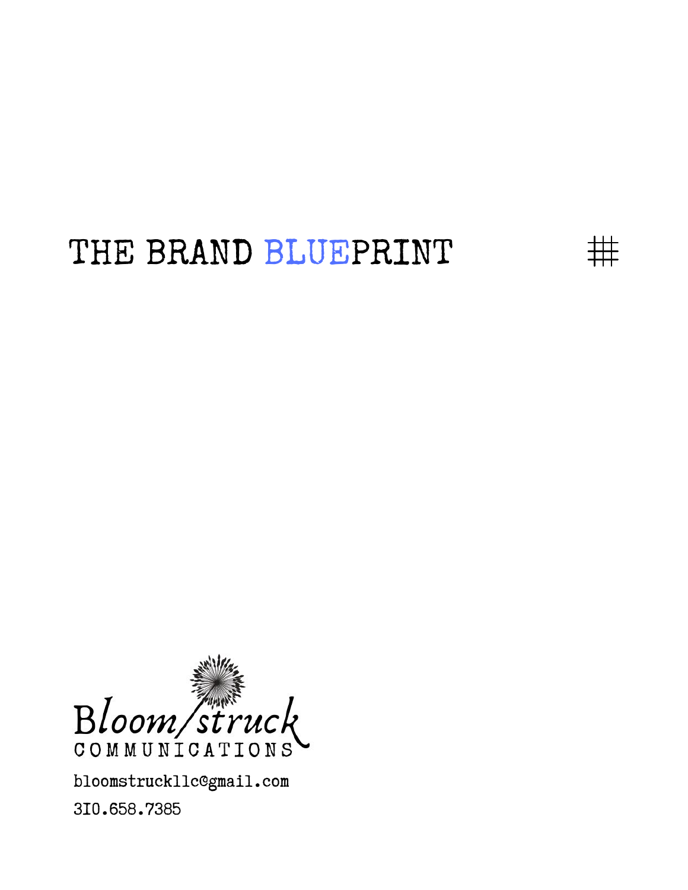# THE BRAND BLUEPRINT

Bloomstruck
COMMUNICATIONS

bloomstruckllc@gmail.com

310.658.7385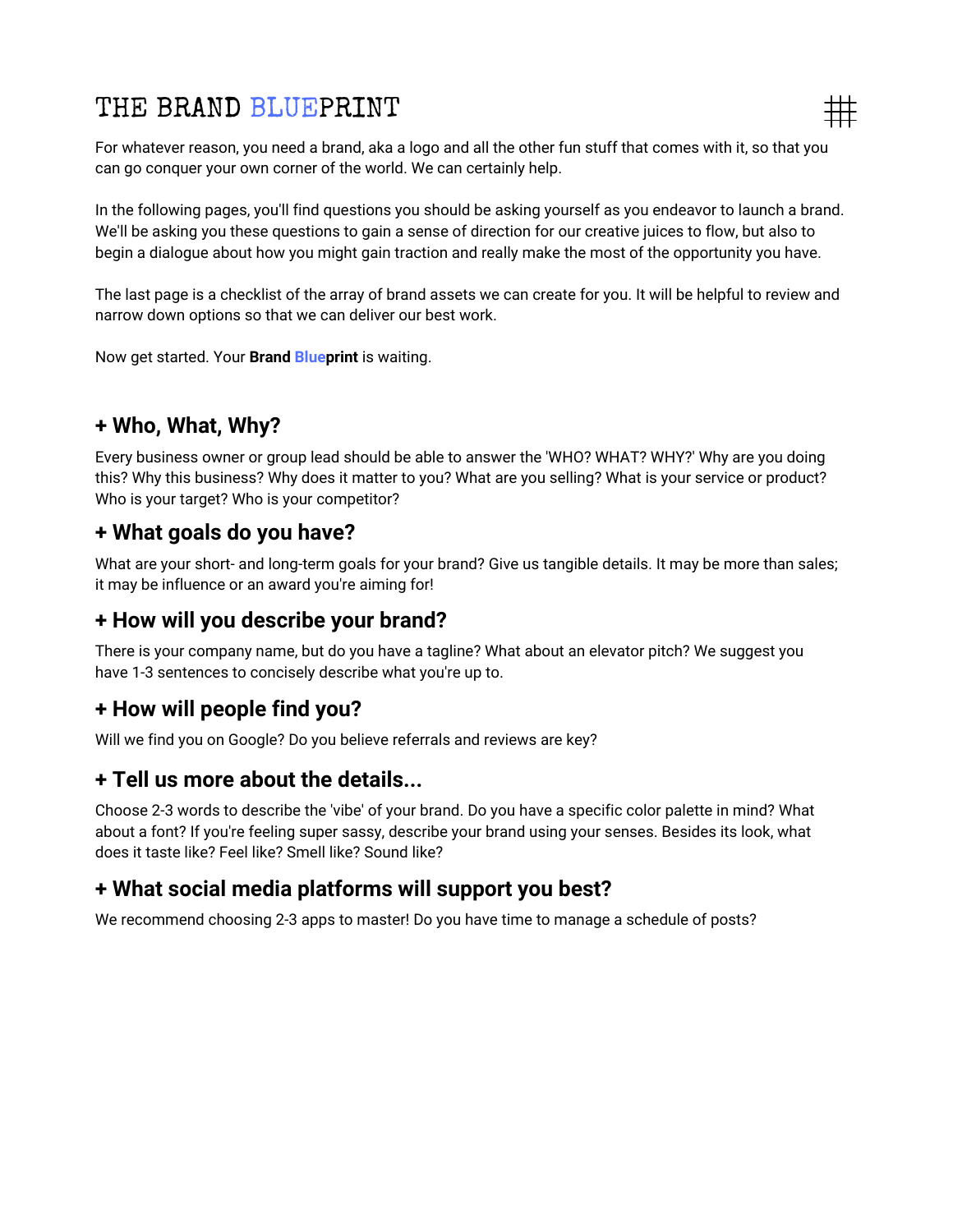# THE BRAND BLUEPRINT

For whatever reason, you need a brand, aka a logo and all the other fun stuff that comes with it, so that you can go conquer your own corner of the world. We can certainly help.

In the following pages, you'll find questions you should be asking yourself as you endeavor to launch a brand. We'll be asking you these questions to gain a sense of direction for our creative juices to flow, but also to begin a dialogue about how you might gain traction and really make the most of the opportunity you have.

The last page is a checklist of the array of brand assets we can create for you. It will be helpful to review and narrow down options so that we can deliver our best work.

Now get started. Your **Brand Blueprint** is waiting.

## + Who, What, Why?

Every business owner or group lead should be able to answer the 'WHO? WHAT? WHY?' Why are you doing this? Why this business? Why does it matter to you? What are you selling? What is your service or product? Who is your target? Who is your competitor?

## + What goals do you have?

What are your short- and long-term goals for your brand? Give us tangible details. It may be more than sales; it may be influence or an award you're aiming for!

## + How will you describe your brand?

There is your company name, but do you have a tagline? What about an elevator pitch? We suggest you have 1-3 sentences to concisely describe what you're up to.

## + How will people find you?

Will we find you on Google? Do you believe referrals and reviews are key?

## + Tell us more about the details...

Choose 2-3 words to describe the 'vibe' of your brand. Do you have a specific color palette in mind? What about a font? If you're feeling super sassy, describe your brand using your senses. Besides its look, what does it taste like? Feel like? Smell like? Sound like?

## + What social media platforms will support you best?

We recommend choosing 2-3 apps to master! Do you have time to manage a schedule of posts?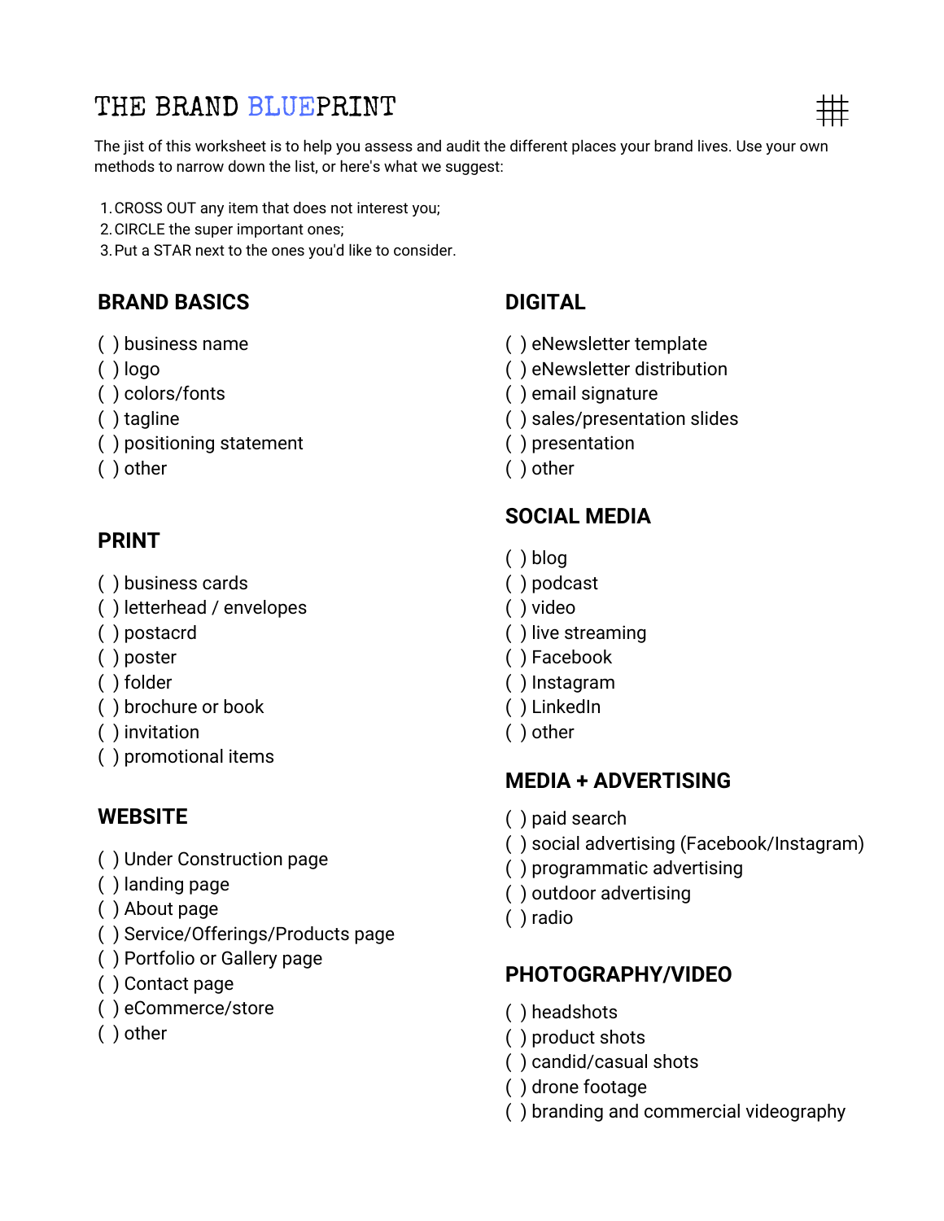# THE BRAND BLUEPRINT

The jist of this worksheet is to help you assess and audit the different places your brand lives. Use your own methods to narrow down the list, or here's what we suggest:

1. CROSS OUT any item that does not interest you;
2. CIRCLE the super important ones;
3. Put a STAR next to the ones you'd like to consider.

## BRAND BASICS

( ) business name
( ) logo
( ) colors/fonts
( ) tagline
( ) positioning statement
( ) other

## PRINT

( ) business cards
( ) letterhead / envelopes
( ) postacrd
( ) poster
( ) folder
( ) brochure or book
( ) invitation
( ) promotional items

## WEBSITE

( ) Under Construction page
( ) landing page
( ) About page
( ) Service/Offerings/Products page
( ) Portfolio or Gallery page
( ) Contact page
( ) eCommerce/store
( ) other

## DIGITAL

( ) eNewsletter template
( ) eNewsletter distribution
( ) email signature
( ) sales/presentation slides
( ) presentation
( ) other

## SOCIAL MEDIA

( ) blog
( ) podcast
( ) video
( ) live streaming
( ) Facebook
( ) Instagram
( ) LinkedIn
( ) other

## MEDIA + ADVERTISING

( ) paid search
( ) social advertising (Facebook/Instagram)
( ) programmatic advertising
( ) outdoor advertising
( ) radio

## PHOTOGRAPHY/VIDEO

( ) headshots
( ) product shots
( ) candid/casual shots
( ) drone footage
( ) branding and commercial videography